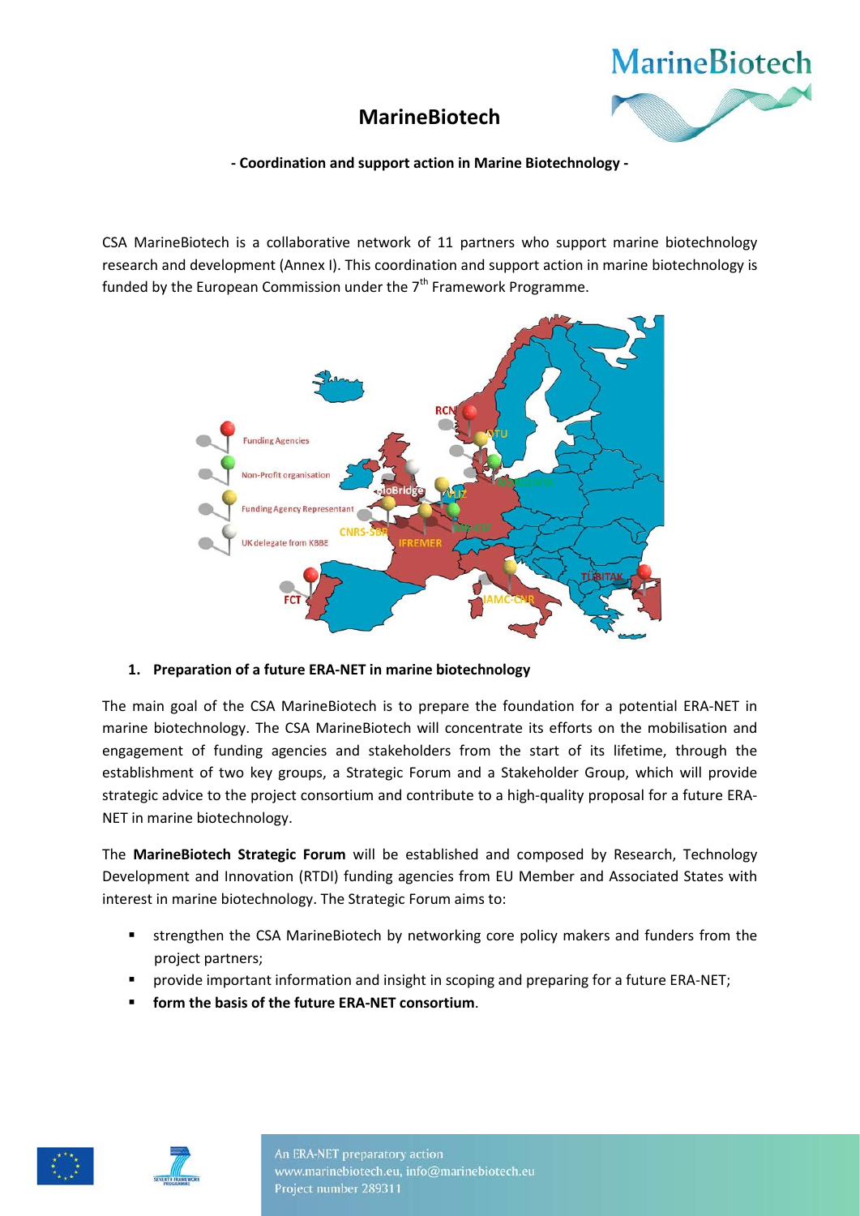# MarineBiotech

**- Coordination and support action in Marine Biotechnology -**

CSA MarineBiotech is a collaborative network of 11 partners who support marine biotechnology research and development (Annex I). This coordination and support action in marine biotechnology is funded by the European Commission under the 7[th] Framework Programme.

## 1. Preparation of a future ERA-NET in marine biotechnology

The main goal of the CSA MarineBiotech is to prepare the foundation for a potential ERA-NET in marine biotechnology. The CSA MarineBiotech will concentrate its efforts on the mobilisation and engagement of funding agencies and stakeholders from the start of its lifetime, through the establishment of two key groups, a Strategic Forum and a Stakeholder Group, which will provide strategic advice to the project consortium and contribute to a high-quality proposal for a future ERA-NET in marine biotechnology.

The **MarineBiotech Strategic Forum** will be established and composed by Research, Technology Development and Innovation (RTDI) funding agencies from EU Member and Associated States with interest in marine biotechnology. The Strategic Forum aims to:

- strengthen the CSA MarineBiotech by networking core policy makers and funders from the project partners;
- provide important information and insight in scoping and preparing for a future ERA-NET;
- **form the basis of the future ERA-NET consortium**.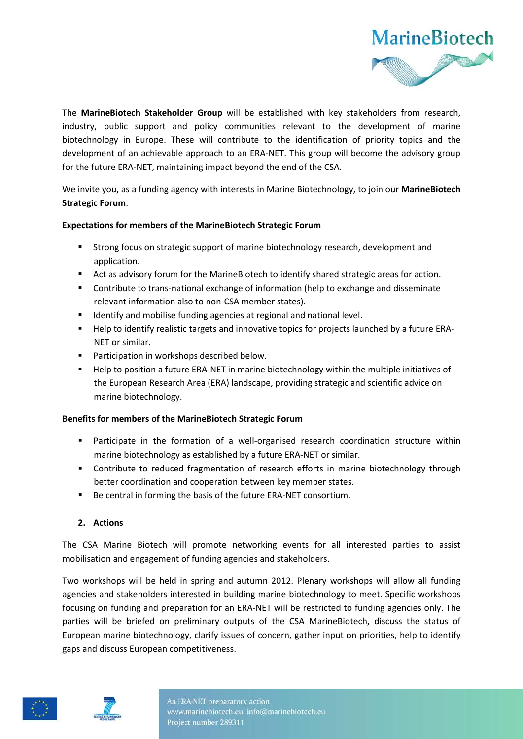The **MarineBiotech Stakeholder Group** will be established with key stakeholders from research, industry, public support and policy communities relevant to the development of marine biotechnology in Europe. These will contribute to the identification of priority topics and the development of an achievable approach to an ERA-NET. This group will become the advisory group for the future ERA-NET, maintaining impact beyond the end of the CSA.

We invite you, as a funding agency with interests in Marine Biotechnology, to join our **MarineBiotech Strategic Forum**.

**Expectations for members of the MarineBiotech Strategic Forum**

- Strong focus on strategic support of marine biotechnology research, development and application.
- Act as advisory forum for the MarineBiotech to identify shared strategic areas for action.
- Contribute to trans-national exchange of information (help to exchange and disseminate relevant information also to non-CSA member states).
- Identify and mobilise funding agencies at regional and national level.
- Help to identify realistic targets and innovative topics for projects launched by a future ERA-NET or similar.
- Participation in workshops described below.
- Help to position a future ERA-NET in marine biotechnology within the multiple initiatives of the European Research Area (ERA) landscape, providing strategic and scientific advice on marine biotechnology.

**Benefits for members of the MarineBiotech Strategic Forum**

- Participate in the formation of a well-organised research coordination structure within marine biotechnology as established by a future ERA-NET or similar.
- Contribute to reduced fragmentation of research efforts in marine biotechnology through better coordination and cooperation between key member states.
- Be central in forming the basis of the future ERA-NET consortium.

## 2. Actions

The CSA Marine Biotech will promote networking events for all interested parties to assist mobilisation and engagement of funding agencies and stakeholders.

Two workshops will be held in spring and autumn 2012. Plenary workshops will allow all funding agencies and stakeholders interested in building marine biotechnology to meet. Specific workshops focusing on funding and preparation for an ERA-NET will be restricted to funding agencies only. The parties will be briefed on preliminary outputs of the CSA MarineBiotech, discuss the status of European marine biotechnology, clarify issues of concern, gather input on priorities, help to identify gaps and discuss European competitiveness.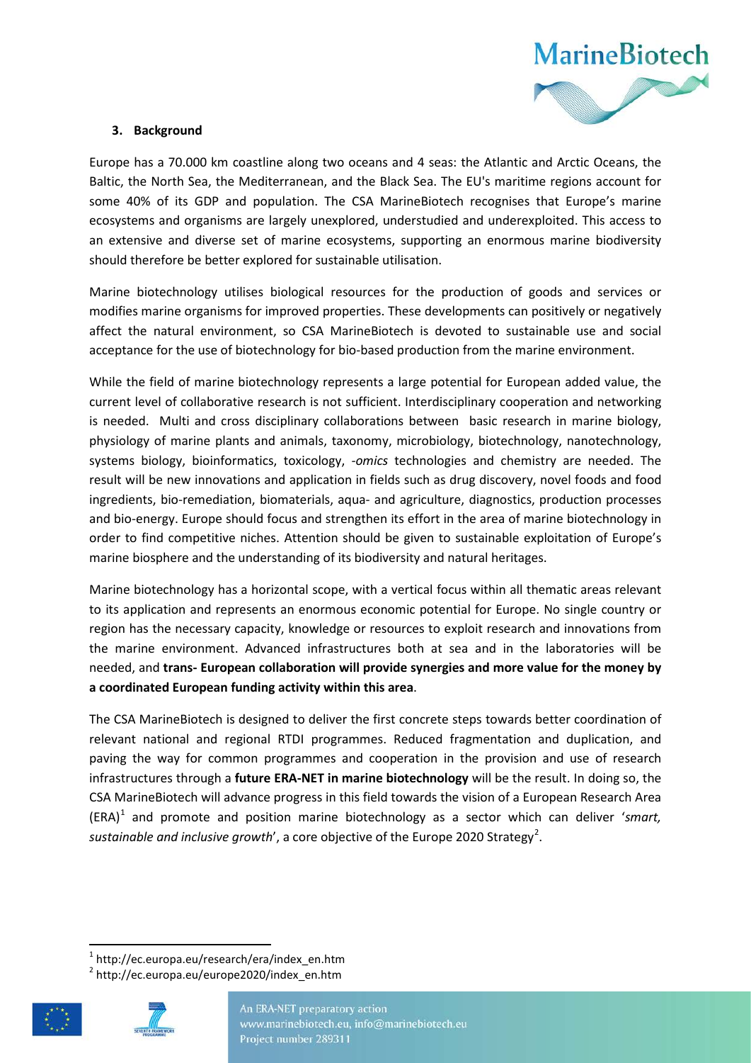## 3. Background

Europe has a 70.000 km coastline along two oceans and 4 seas: the Atlantic and Arctic Oceans, the Baltic, the North Sea, the Mediterranean, and the Black Sea. The EU's maritime regions account for some 40% of its GDP and population. The CSA MarineBiotech recognises that Europe's marine ecosystems and organisms are largely unexplored, understudied and underexploited. This access to an extensive and diverse set of marine ecosystems, supporting an enormous marine biodiversity should therefore be better explored for sustainable utilisation.

Marine biotechnology utilises biological resources for the production of goods and services or modifies marine organisms for improved properties. These developments can positively or negatively affect the natural environment, so CSA MarineBiotech is devoted to sustainable use and social acceptance for the use of biotechnology for bio-based production from the marine environment.

While the field of marine biotechnology represents a large potential for European added value, the current level of collaborative research is not sufficient. Interdisciplinary cooperation and networking is needed. Multi and cross disciplinary collaborations between basic research in marine biology, physiology of marine plants and animals, taxonomy, microbiology, biotechnology, nanotechnology, systems biology, bioinformatics, toxicology, *-omics* technologies and chemistry are needed. The result will be new innovations and application in fields such as drug discovery, novel foods and food ingredients, bio-remediation, biomaterials, aqua- and agriculture, diagnostics, production processes and bio-energy. Europe should focus and strengthen its effort in the area of marine biotechnology in order to find competitive niches. Attention should be given to sustainable exploitation of Europe's marine biosphere and the understanding of its biodiversity and natural heritages.

Marine biotechnology has a horizontal scope, with a vertical focus within all thematic areas relevant to its application and represents an enormous economic potential for Europe. No single country or region has the necessary capacity, knowledge or resources to exploit research and innovations from the marine environment. Advanced infrastructures both at sea and in the laboratories will be needed, and **trans- European collaboration will provide synergies and more value for the money by a coordinated European funding activity within this area**.

The CSA MarineBiotech is designed to deliver the first concrete steps towards better coordination of relevant national and regional RTDI programmes. Reduced fragmentation and duplication, and paving the way for common programmes and cooperation in the provision and use of research infrastructures through a **future ERA-NET in marine biotechnology** will be the result. In doing so, the CSA MarineBiotech will advance progress in this field towards the vision of a European Research Area (ERA)[1] and promote and position marine biotechnology as a sector which can deliver '*smart, sustainable and inclusive growth*', a core objective of the Europe 2020 Strategy[2].

---

[1] http://ec.europa.eu/research/era/index_en.htm

[2] http://ec.europa.eu/europe2020/index_en.htm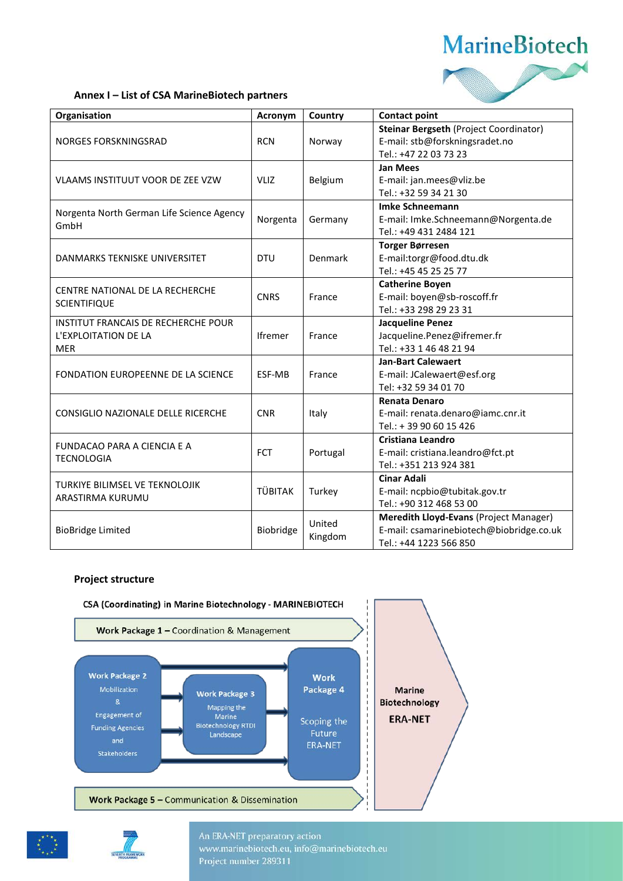## Annex I – List of CSA MarineBiotech partners

| Organisation | Acronym | Country | Contact point |
|---|---|---|---|
| NORGES FORSKNINGSRAD | RCN | Norway | **Steinar Bergseth** (Project Coordinator) E-mail: stb@forskningsradet.no Tel.: +47 22 03 73 23 |
| VLAAMS INSTITUUT VOOR DE ZEE VZW | VLIZ | Belgium | **Jan Mees** E-mail: jan.mees@vliz.be Tel.: +32 59 34 21 30 |
| Norgenta North German Life Science Agency GmbH | Norgenta | Germany | **Imke Schneemann** E-mail: Imke.Schneemann@Norgenta.de Tel.: +49 431 2484 121 |
| DANMARKS TEKNISKE UNIVERSITET | DTU | Denmark | **Torger Børresen** E-mail:torgr@food.dtu.dk Tel.: +45 45 25 25 77 |
| CENTRE NATIONAL DE LA RECHERCHE SCIENTIFIQUE | CNRS | France | **Catherine Boyen** E-mail: boyen@sb-roscoff.fr Tel.: +33 298 29 23 31 |
| INSTITUT FRANCAIS DE RECHERCHE POUR L'EXPLOITATION DE LA MER | Ifremer | France | **Jacqueline Penez** Jacqueline.Penez@ifremer.fr Tel.: +33 1 46 48 21 94 |
| FONDATION EUROPEENNE DE LA SCIENCE | ESF-MB | France | **Jan-Bart Calewaert** E-mail: JCalewaert@esf.org Tel: +32 59 34 01 70 |
| CONSIGLIO NAZIONALE DELLE RICERCHE | CNR | Italy | **Renata Denaro** E-mail: renata.denaro@iamc.cnr.it Tel.: + 39 90 60 15 426 |
| FUNDACAO PARA A CIENCIA E A TECNOLOGIA | FCT | Portugal | **Cristiana Leandro** E-mail: cristiana.leandro@fct.pt Tel.: +351 213 924 381 |
| TURKIYE BILIMSEL VE TEKNOLOJIK ARASTIRMA KURUMU | TÜBITAK | Turkey | **Cinar Adali** E-mail: ncpbio@tubitak.gov.tr Tel.: +90 312 468 53 00 |
| BioBridge Limited | Biobridge | United Kingdom | **Meredith Lloyd-Evans** (Project Manager) E-mail: csamarinebiotech@biobridge.co.uk Tel.: +44 1223 566 850 |

### Project structure

CSA (Coordinating) in Marine Biotechnology - MARINEBIOTECH

Work Package 1 – Coordination & Management

Work Package 2 Mobilization & Engagement of Funding Agencies and Stakeholders

Work Package 3 Mapping the Marine Biotechnology RTDI Landscape

Work Package 4 Scoping the Future ERA-NET

Work Package 5 – Communication & Dissemination

Marine Biotechnology ERA-NET

An ERA-NET preparatory action
www.marinebiotech.eu, info@marinebiotech.eu
Project number 289311